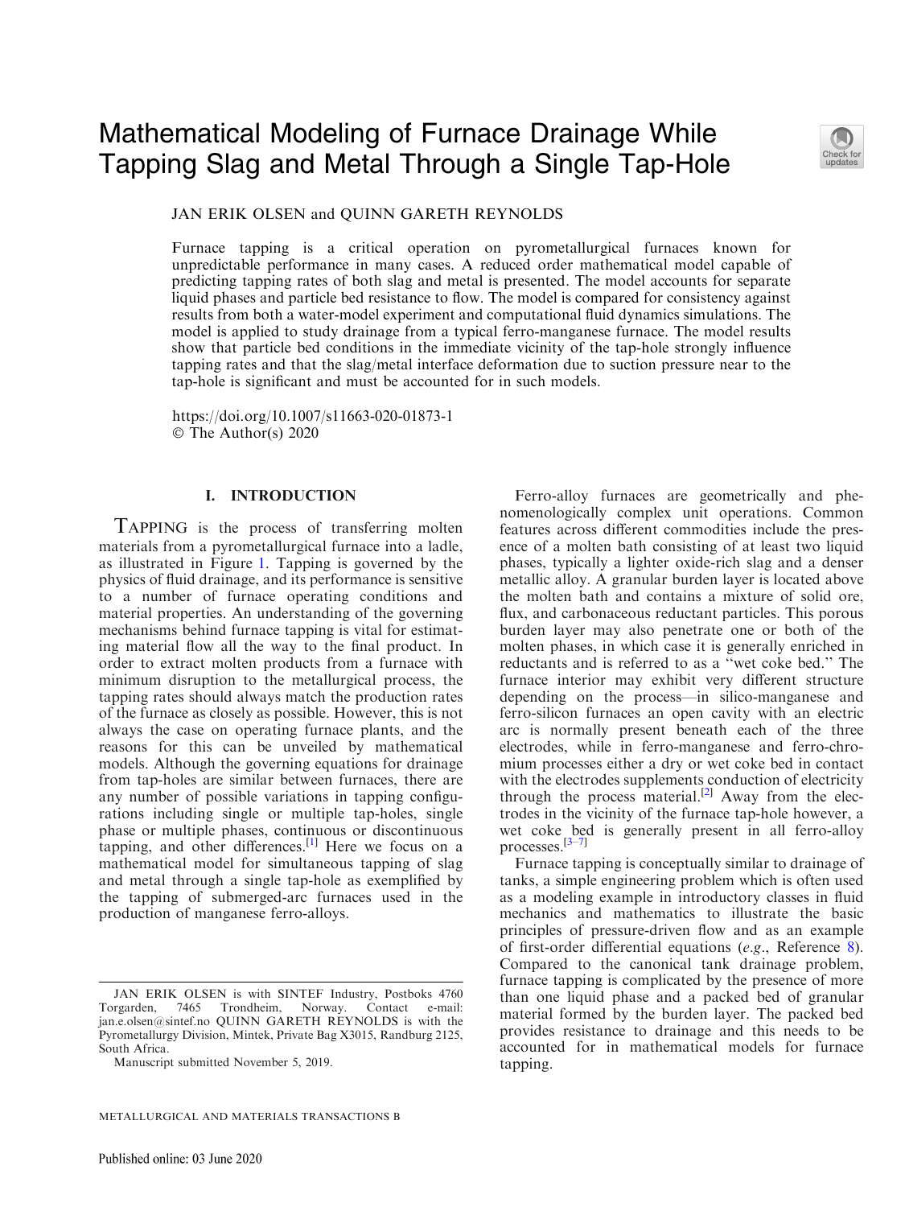# Mathematical Modeling of Furnace Drainage While Tapping Slag and Metal Through a Single Tap-Hole

JAN ERIK OLSEN and QUINN GARETH REYNOLDS

Furnace tapping is a critical operation on pyrometallurgical furnaces known for unpredictable performance in many cases. A reduced order mathematical model capable of predicting tapping rates of both slag and metal is presented. The model accounts for separate liquid phases and particle bed resistance to flow. The model is compared for consistency against results from both a water-model experiment and computational fluid dynamics simulations. The model is applied to study drainage from a typical ferro-manganese furnace. The model results show that particle bed conditions in the immediate vicinity of the tap-hole strongly influence tapping rates and that the slag/metal interface deformation due to suction pressure near to the tap-hole is significant and must be accounted for in such models.

https://doi.org/10.1007/s11663-020-01873-1
© The Author(s) 2020

## I. INTRODUCTION

TAPPING is the process of transferring molten materials from a pyrometallurgical furnace into a ladle, as illustrated in Figure 1. Tapping is governed by the physics of fluid drainage, and its performance is sensitive to a number of furnace operating conditions and material properties. An understanding of the governing mechanisms behind furnace tapping is vital for estimating material flow all the way to the final product. In order to extract molten products from a furnace with minimum disruption to the metallurgical process, the tapping rates should always match the production rates of the furnace as closely as possible. However, this is not always the case on operating furnace plants, and the reasons for this can be unveiled by mathematical models. Although the governing equations for drainage from tap-holes are similar between furnaces, there are any number of possible variations in tapping configurations including single or multiple tap-holes, single phase or multiple phases, continuous or discontinuous tapping, and other differences.[1] Here we focus on a mathematical model for simultaneous tapping of slag and metal through a single tap-hole as exemplified by the tapping of submerged-arc furnaces used in the production of manganese ferro-alloys.

Ferro-alloy furnaces are geometrically and phenomenologically complex unit operations. Common features across different commodities include the presence of a molten bath consisting of at least two liquid phases, typically a lighter oxide-rich slag and a denser metallic alloy. A granular burden layer is located above the molten bath and contains a mixture of solid ore, flux, and carbonaceous reductant particles. This porous burden layer may also penetrate one or both of the molten phases, in which case it is generally enriched in reductants and is referred to as a "wet coke bed." The furnace interior may exhibit very different structure depending on the process—in silico-manganese and ferro-silicon furnaces an open cavity with an electric arc is normally present beneath each of the three electrodes, while in ferro-manganese and ferro-chromium processes either a dry or wet coke bed in contact with the electrodes supplements conduction of electricity through the process material.[2] Away from the electrodes in the vicinity of the furnace tap-hole however, a wet coke bed is generally present in all ferro-alloy processes.[3–7]

Furnace tapping is conceptually similar to drainage of tanks, a simple engineering problem which is often used as a modeling example in introductory classes in fluid mechanics and mathematics to illustrate the basic principles of pressure-driven flow and as an example of first-order differential equations (*e.g.*, Reference 8). Compared to the canonical tank drainage problem, furnace tapping is complicated by the presence of more than one liquid phase and a packed bed of granular material formed by the burden layer. The packed bed provides resistance to drainage and this needs to be accounted for in mathematical models for furnace tapping.

JAN ERIK OLSEN is with SINTEF Industry, Postboks 4760 Torgarden, 7465 Trondheim, Norway. Contact e-mail: jan.e.olsen@sintef.no QUINN GARETH REYNOLDS is with the Pyrometallurgy Division, Mintek, Private Bag X3015, Randburg 2125, South Africa.

Manuscript submitted November 5, 2019.

Published online: 03 June 2020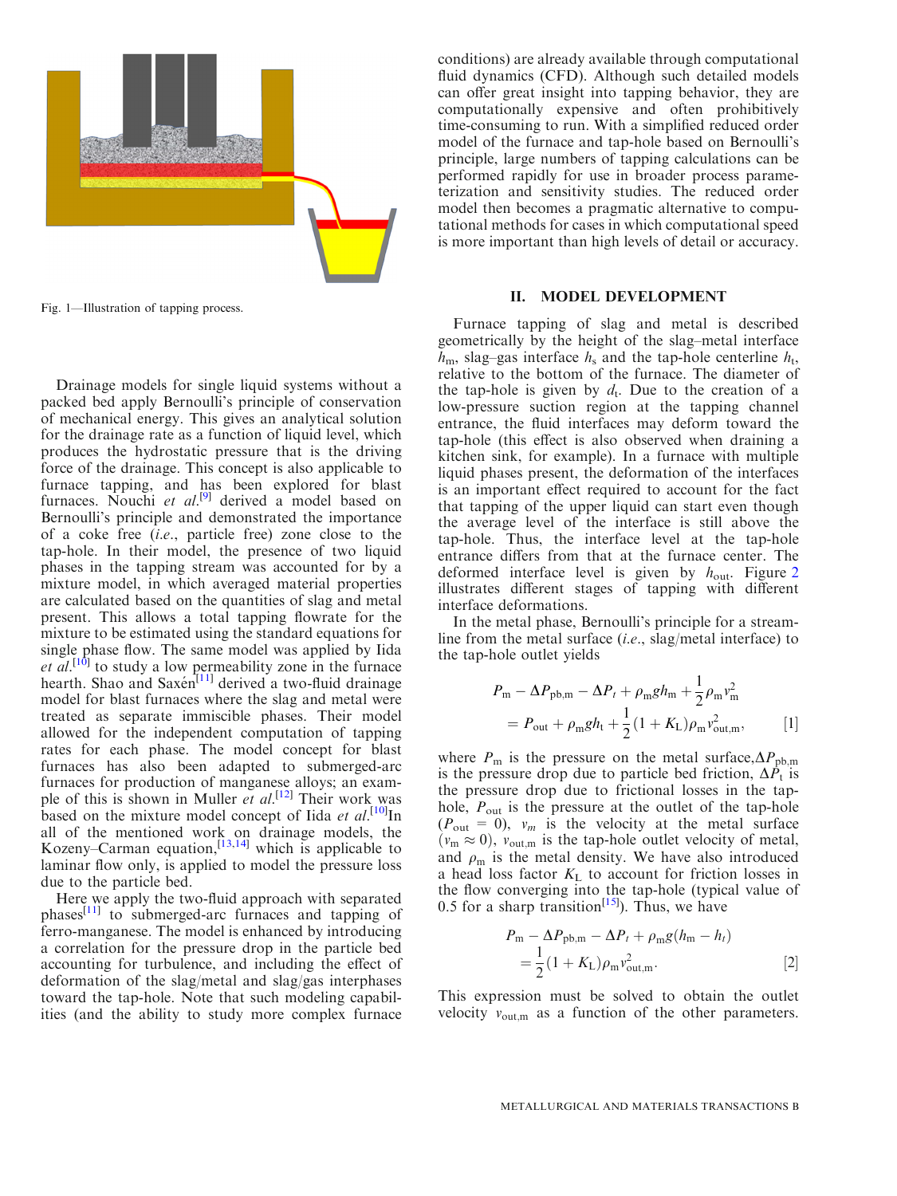Fig. 1—Illustration of tapping process.

Drainage models for single liquid systems without a packed bed apply Bernoulli's principle of conservation of mechanical energy. This gives an analytical solution for the drainage rate as a function of liquid level, which produces the hydrostatic pressure that is the driving force of the drainage. This concept is also applicable to furnace tapping, and has been explored for blast furnaces. Nouchi *et al.*[9] derived a model based on Bernoulli's principle and demonstrated the importance of a coke free (*i.e.*, particle free) zone close to the tap-hole. In their model, the presence of two liquid phases in the tapping stream was accounted for by a mixture model, in which averaged material properties are calculated based on the quantities of slag and metal present. This allows a total tapping flowrate for the mixture to be estimated using the standard equations for single phase flow. The same model was applied by Iida *et al.*[10] to study a low permeability zone in the furnace hearth. Shao and Saxén[11] derived a two-fluid drainage model for blast furnaces where the slag and metal were treated as separate immiscible phases. Their model allowed for the independent computation of tapping rates for each phase. The model concept for blast furnaces has also been adapted to submerged-arc furnaces for production of manganese alloys; an example of this is shown in Muller *et al.*[12] Their work was based on the mixture model concept of Iida *et al.*[10] In all of the mentioned work on drainage models, the Kozeny–Carman equation,[13,14] which is applicable to laminar flow only, is applied to model the pressure loss due to the particle bed.

Here we apply the two-fluid approach with separated phases[11] to submerged-arc furnaces and tapping of ferro-manganese. The model is enhanced by introducing a correlation for the pressure drop in the particle bed accounting for turbulence, and including the effect of deformation of the slag/metal and slag/gas interphases toward the tap-hole. Note that such modeling capabilities (and the ability to study more complex furnace conditions) are already available through computational fluid dynamics (CFD). Although such detailed models can offer great insight into tapping behavior, they are computationally expensive and often prohibitively time-consuming to run. With a simplified reduced order model of the furnace and tap-hole based on Bernoulli's principle, large numbers of tapping calculations can be performed rapidly for use in broader process parameterization and sensitivity studies. The reduced order model then becomes a pragmatic alternative to computational methods for cases in which computational speed is more important than high levels of detail or accuracy.

## II. MODEL DEVELOPMENT

Furnace tapping of slag and metal is described geometrically by the height of the slag–metal interface $h_m$, slag–gas interface $h_s$ and the tap-hole centerline $h_t$, relative to the bottom of the furnace. The diameter of the tap-hole is given by $d_t$. Due to the creation of a low-pressure suction region at the tapping channel entrance, the fluid interfaces may deform toward the tap-hole (this effect is also observed when draining a kitchen sink, for example). In a furnace with multiple liquid phases present, the deformation of the interfaces is an important effect required to account for the fact that tapping of the upper liquid can start even though the average level of the interface is still above the tap-hole. Thus, the interface level at the tap-hole entrance differs from that at the furnace center. The deformed interface level is given by $h_{out}$. Figure 2 illustrates different stages of tapping with different interface deformations.

In the metal phase, Bernoulli's principle for a streamline from the metal surface (*i.e.*, slag/metal interface) to the tap-hole outlet yields

$$P_m - \Delta P_{pb,m} - \Delta P_t + \rho_m g h_m + \frac{1}{2}\rho_m v_m^2 = P_{out} + \rho_m g h_t + \frac{1}{2}(1 + K_L)\rho_m v_{out,m}^2, \qquad [1]$$

where $P_m$ is the pressure on the metal surface, $\Delta P_{pb,m}$ is the pressure drop due to particle bed friction, $\Delta P_t$ is the pressure drop due to frictional losses in the tap-hole, $P_{out}$ is the pressure at the outlet of the tap-hole ($P_{out} = 0$), $v_m$ is the velocity at the metal surface ($v_m \approx 0$), $v_{out,m}$ is the tap-hole outlet velocity of metal, and $\rho_m$ is the metal density. We have also introduced a head loss factor $K_L$ to account for friction losses in the flow converging into the tap-hole (typical value of 0.5 for a sharp transition[15]). Thus, we have

$$P_m - \Delta P_{pb,m} - \Delta P_t + \rho_m g(h_m - h_t) = \frac{1}{2}(1 + K_L)\rho_m v_{out,m}^2. \qquad [2]$$

This expression must be solved to obtain the outlet velocity $v_{out,m}$ as a function of the other parameters.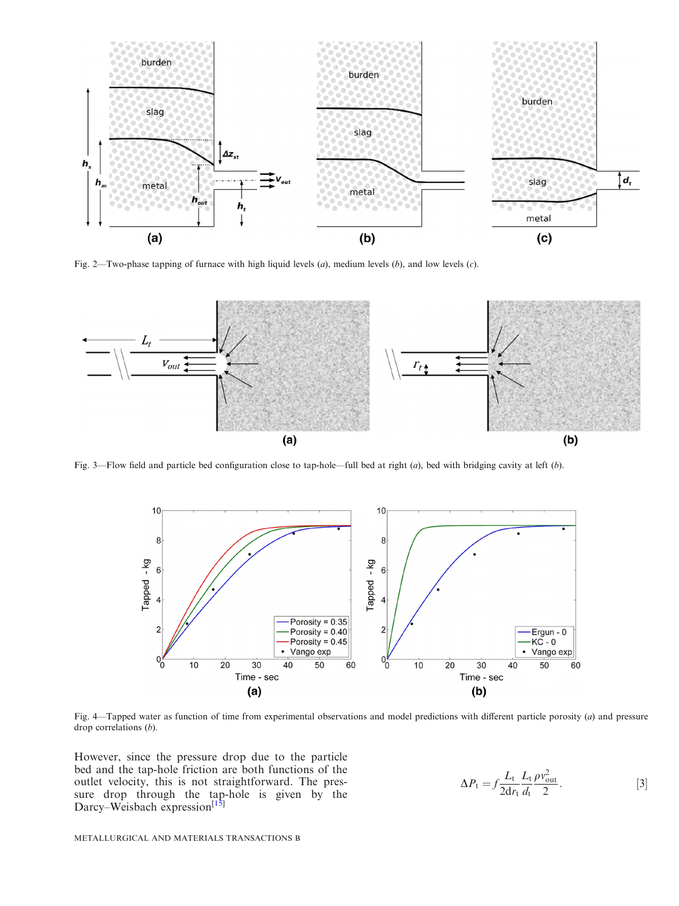Fig. 2—Two-phase tapping of furnace with high liquid levels (*a*), medium levels (*b*), and low levels (*c*).

Fig. 3—Flow field and particle bed configuration close to tap-hole—full bed at right (*a*), bed with bridging cavity at left (*b*).

Fig. 4—Tapped water as function of time from experimental observations and model predictions with different particle porosity (*a*) and pressure drop correlations (*b*).

However, since the pressure drop due to the particle bed and the tap-hole friction are both functions of the outlet velocity, this is not straightforward. The pressure drop through the tap-hole is given by the Darcy–Weisbach expression[15]

$$\Delta P_{\mathrm{t}} = f \frac{L_{\mathrm{t}}}{2 d r_{\mathrm{t}}} \frac{L_{\mathrm{t}}}{d_{\mathrm{t}}} \frac{\rho v_{\mathrm{out}}^{2}}{2}. \qquad [3]$$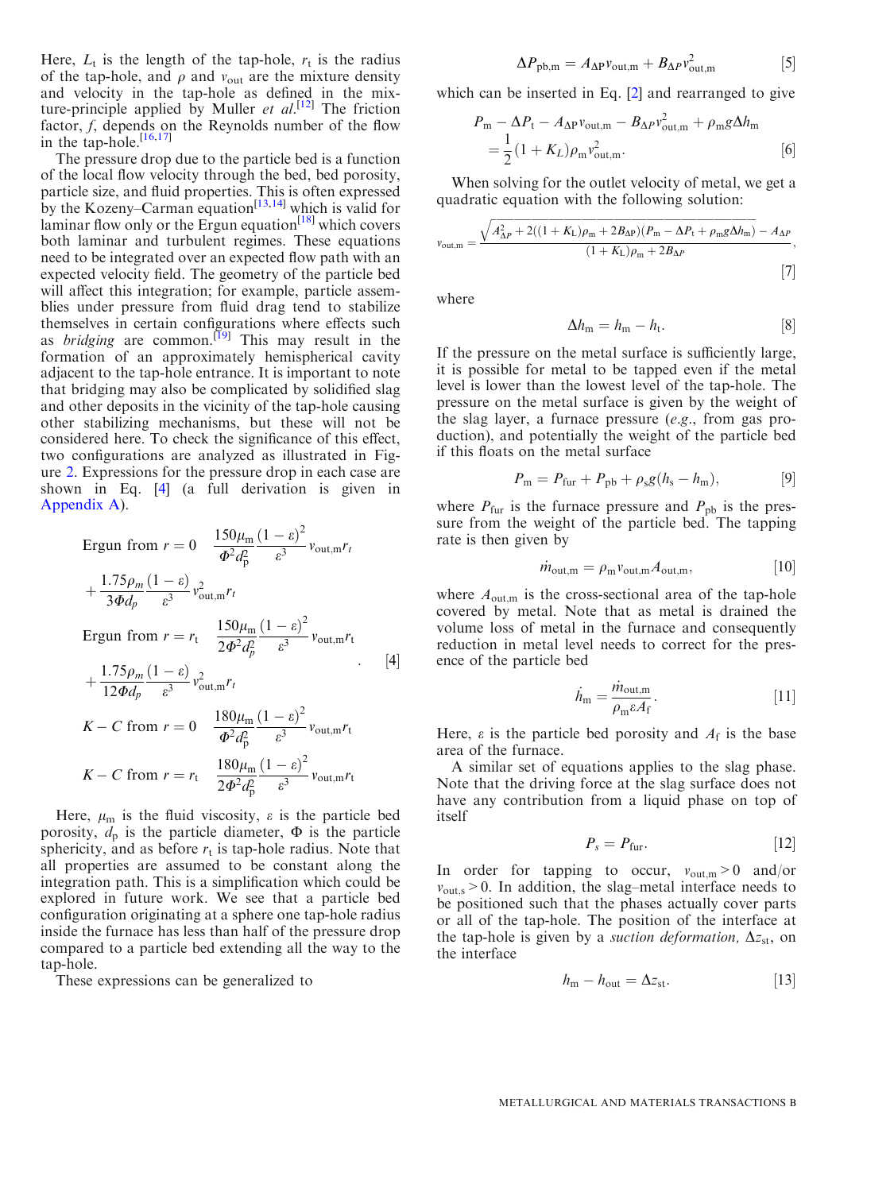Here, $L_t$ is the length of the tap-hole, $r_t$ is the radius of the tap-hole, and $\rho$ and $v_{out}$ are the mixture density and velocity in the tap-hole as defined in the mixture-principle applied by Muller *et al.*[12] The friction factor, $f$, depends on the Reynolds number of the flow in the tap-hole.[16,17]

The pressure drop due to the particle bed is a function of the local flow velocity through the bed, bed porosity, particle size, and fluid properties. This is often expressed by the Kozeny–Carman equation[13,14] which is valid for laminar flow only or the Ergun equation[18] which covers both laminar and turbulent regimes. These equations need to be integrated over an expected flow path with an expected velocity field. The geometry of the particle bed will affect this integration; for example, particle assemblies under pressure from fluid drag tend to stabilize themselves in certain configurations where effects such as *bridging* are common.[19] This may result in the formation of an approximately hemispherical cavity adjacent to the tap-hole entrance. It is important to note that bridging may also be complicated by solidified slag and other deposits in the vicinity of the tap-hole causing other stabilizing mechanisms, but these will not be considered here. To check the significance of this effect, two configurations are analyzed as illustrated in Figure 2. Expressions for the pressure drop in each case are shown in Eq. [4] (a full derivation is given in Appendix A).

$$
\begin{aligned}
&\text{Ergun from } r=0 \quad \frac{150\mu_m}{\Phi^2 d_p^2}\frac{(1-\varepsilon)^2}{\varepsilon^3}v_{out,m}r_t + \frac{1.75\rho_m}{3\Phi d_p}\frac{(1-\varepsilon)}{\varepsilon^3}v_{out,m}^2 r_t \\
&\text{Ergun from } r=r_t \quad \frac{150\mu_m}{2\Phi^2 d_p^2}\frac{(1-\varepsilon)^2}{\varepsilon^3}v_{out,m}r_t + \frac{1.75\rho_m}{12\Phi d_p}\frac{(1-\varepsilon)}{\varepsilon^3}v_{out,m}^2 r_t \\
&K-C \text{ from } r=0 \quad \frac{180\mu_m}{\Phi^2 d_p^2}\frac{(1-\varepsilon)^2}{\varepsilon^3}v_{out,m}r_t \\
&K-C \text{ from } r=r_t \quad \frac{180\mu_m}{2\Phi^2 d_p^2}\frac{(1-\varepsilon)^2}{\varepsilon^3}v_{out,m}r_t
\end{aligned} \qquad [4]
$$

Here, $\mu_m$ is the fluid viscosity, $\varepsilon$ is the particle bed porosity, $d_p$ is the particle diameter, $\Phi$ is the particle sphericity, and as before $r_t$ is tap-hole radius. Note that all properties are assumed to be constant along the integration path. This is a simplification which could be explored in future work. We see that a particle bed configuration originating at a sphere one tap-hole radius inside the furnace has less than half of the pressure drop compared to a particle bed extending all the way to the tap-hole.

These expressions can be generalized to

$$\Delta P_{pb,m} = A_{\Delta P} v_{out,m} + B_{\Delta P} v_{out,m}^2 \qquad [5]$$

which can be inserted in Eq. [2] and rearranged to give

$$P_m - \Delta P_t - A_{\Delta P} v_{out,m} - B_{\Delta P} v_{out,m}^2 + \rho_m g \Delta h_m = \frac{1}{2}(1+K_L)\rho_m v_{out,m}^2. \qquad [6]$$

When solving for the outlet velocity of metal, we get a quadratic equation with the following solution:

$$v_{out,m} = \frac{\sqrt{A_{\Delta P}^2 + 2((1+K_L)\rho_m + 2B_{\Delta P})(P_m - \Delta P_t + \rho_m g \Delta h_m)} - A_{\Delta P}}{(1+K_L)\rho_m + 2B_{\Delta P}}, \qquad [7]$$

where

$$\Delta h_m = h_m - h_t. \qquad [8]$$

If the pressure on the metal surface is sufficiently large, it is possible for metal to be tapped even if the metal level is lower than the lowest level of the tap-hole. The pressure on the metal surface is given by the weight of the slag layer, a furnace pressure (*e.g.*, from gas production), and potentially the weight of the particle bed if this floats on the metal surface

$$P_m = P_{fur} + P_{pb} + \rho_s g(h_s - h_m), \qquad [9]$$

where $P_{fur}$ is the furnace pressure and $P_{pb}$ is the pressure from the weight of the particle bed. The tapping rate is then given by

$$\dot{m}_{out,m} = \rho_m v_{out,m} A_{out,m}, \qquad [10]$$

where $A_{out,m}$ is the cross-sectional area of the tap-hole covered by metal. Note that as metal is drained the volume loss of metal in the furnace and consequently reduction in metal level needs to correct for the presence of the particle bed

$$\dot{h}_m = \frac{\dot{m}_{out,m}}{\rho_m \varepsilon A_f}. \qquad [11]$$

Here, $\varepsilon$ is the particle bed porosity and $A_f$ is the base area of the furnace.

A similar set of equations applies to the slag phase. Note that the driving force at the slag surface does not have any contribution from a liquid phase on top of itself

$$P_s = P_{fur}. \qquad [12]$$

In order for tapping to occur, $v_{out,m} > 0$ and/or $v_{out,s} > 0$. In addition, the slag–metal interface needs to be positioned such that the phases actually cover parts or all of the tap-hole. The position of the interface at the tap-hole is given by a *suction deformation*, $\Delta z_{st}$, on the interface

$$h_m - h_{out} = \Delta z_{st}. \qquad [13]$$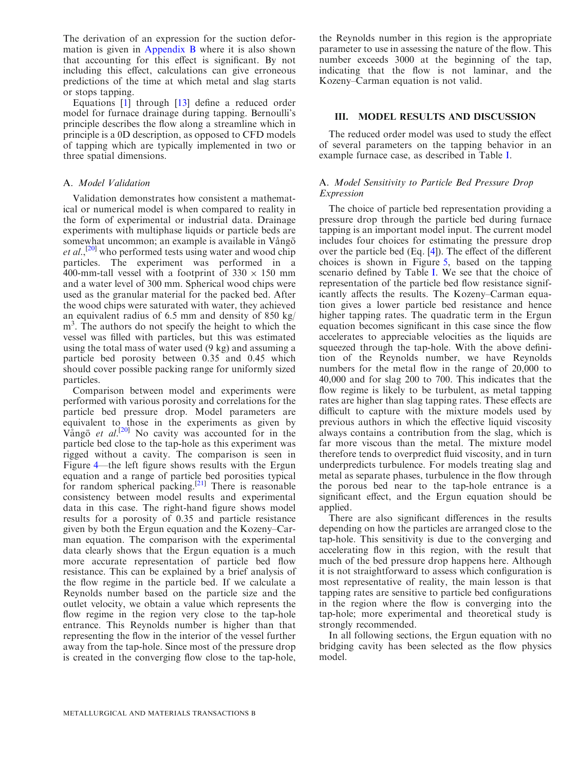The derivation of an expression for the suction deformation is given in Appendix B where it is also shown that accounting for this effect is significant. By not including this effect, calculations can give erroneous predictions of the time at which metal and slag starts or stops tapping.

Equations [1] through [13] define a reduced order model for furnace drainage during tapping. Bernoulli's principle describes the flow along a streamline which in principle is a 0D description, as opposed to CFD models of tapping which are typically implemented in two or three spatial dimensions.

### A. *Model Validation*

Validation demonstrates how consistent a mathematical or numerical model is when compared to reality in the form of experimental or industrial data. Drainage experiments with multiphase liquids or particle beds are somewhat uncommon; an example is available in Vångö *et al.*,[20] who performed tests using water and wood chip particles. The experiment was performed in a 400-mm-tall vessel with a footprint of 330 × 150 mm and a water level of 300 mm. Spherical wood chips were used as the granular material for the packed bed. After the wood chips were saturated with water, they achieved an equivalent radius of 6.5 mm and density of 850 kg/m$^3$. The authors do not specify the height to which the vessel was filled with particles, but this was estimated using the total mass of water used (9 kg) and assuming a particle bed porosity between 0.35 and 0.45 which should cover possible packing range for uniformly sized particles.

Comparison between model and experiments were performed with various porosity and correlations for the particle bed pressure drop. Model parameters are equivalent to those in the experiments as given by Vångö *et al.*[20] No cavity was accounted for in the particle bed close to the tap-hole as this experiment was rigged without a cavity. The comparison is seen in Figure 4—the left figure shows results with the Ergun equation and a range of particle bed porosities typical for random spherical packing.[21] There is reasonable consistency between model results and experimental data in this case. The right-hand figure shows model results for a porosity of 0.35 and particle resistance given by both the Ergun equation and the Kozeny–Carman equation. The comparison with the experimental data clearly shows that the Ergun equation is a much more accurate representation of particle bed flow resistance. This can be explained by a brief analysis of the flow regime in the particle bed. If we calculate a Reynolds number based on the particle size and the outlet velocity, we obtain a value which represents the flow regime in the region very close to the tap-hole entrance. This Reynolds number is higher than that representing the flow in the interior of the vessel further away from the tap-hole. Since most of the pressure drop is created in the converging flow close to the tap-hole, the Reynolds number in this region is the appropriate parameter to use in assessing the nature of the flow. This number exceeds 3000 at the beginning of the tap, indicating that the flow is not laminar, and the Kozeny–Carman equation is not valid.

## III. MODEL RESULTS AND DISCUSSION

The reduced order model was used to study the effect of several parameters on the tapping behavior in an example furnace case, as described in Table I.

### A. *Model Sensitivity to Particle Bed Pressure Drop Expression*

The choice of particle bed representation providing a pressure drop through the particle bed during furnace tapping is an important model input. The current model includes four choices for estimating the pressure drop over the particle bed (Eq. [4]). The effect of the different choices is shown in Figure 5, based on the tapping scenario defined by Table I. We see that the choice of representation of the particle bed flow resistance significantly affects the results. The Kozeny–Carman equation gives a lower particle bed resistance and hence higher tapping rates. The quadratic term in the Ergun equation becomes significant in this case since the flow accelerates to appreciable velocities as the liquids are squeezed through the tap-hole. With the above definition of the Reynolds number, we have Reynolds numbers for the metal flow in the range of 20,000 to 40,000 and for slag 200 to 700. This indicates that the flow regime is likely to be turbulent, as metal tapping rates are higher than slag tapping rates. These effects are difficult to capture with the mixture models used by previous authors in which the effective liquid viscosity always contains a contribution from the slag, which is far more viscous than the metal. The mixture model therefore tends to overpredict fluid viscosity, and in turn underpredicts turbulence. For models treating slag and metal as separate phases, turbulence in the flow through the porous bed near to the tap-hole entrance is a significant effect, and the Ergun equation should be applied.

There are also significant differences in the results depending on how the particles are arranged close to the tap-hole. This sensitivity is due to the converging and accelerating flow in this region, with the result that much of the bed pressure drop happens here. Although it is not straightforward to assess which configuration is most representative of reality, the main lesson is that tapping rates are sensitive to particle bed configurations in the region where the flow is converging into the tap-hole; more experimental and theoretical study is strongly recommended.

In all following sections, the Ergun equation with no bridging cavity has been selected as the flow physics model.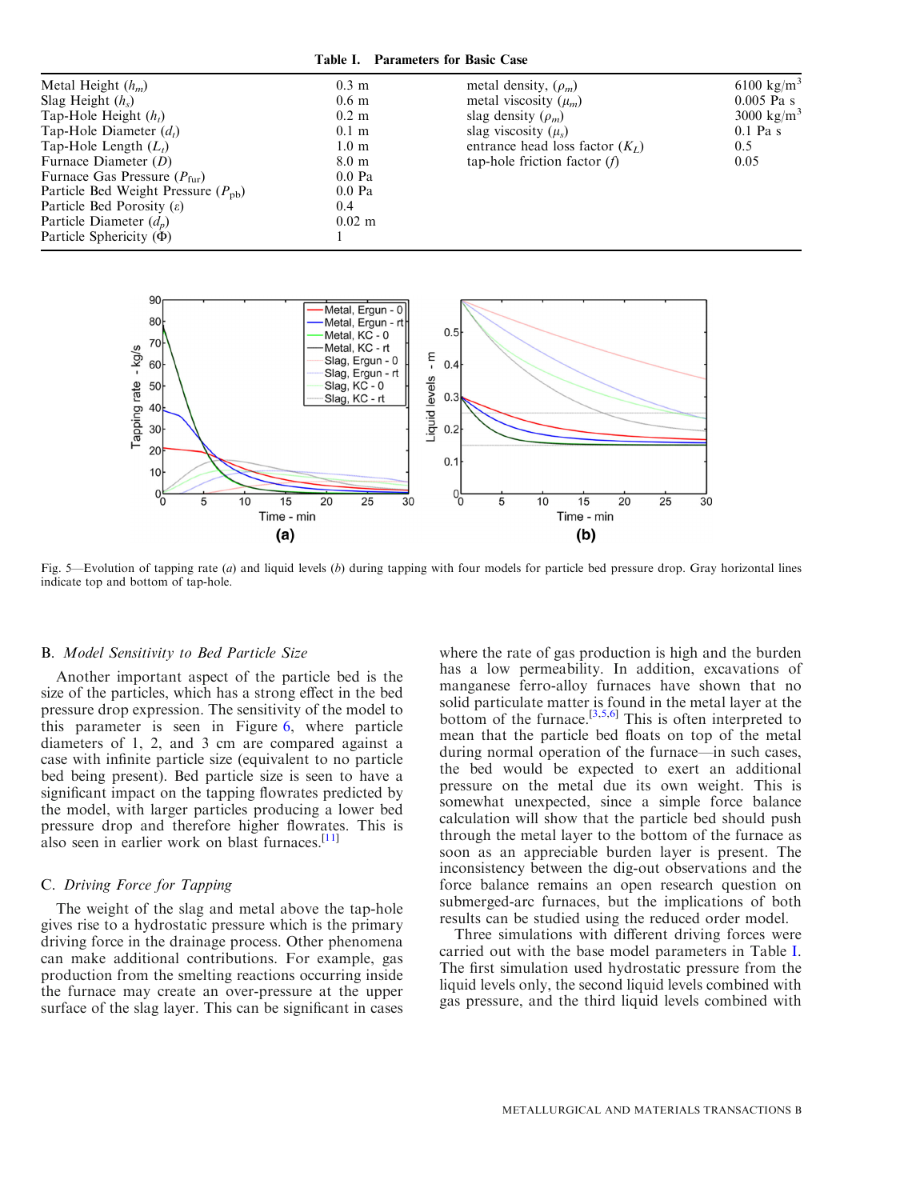Table I. Parameters for Basic Case

| | | | |
|---|---|---|---|
| Metal Height ($h_m$) | 0.3 m | metal density, ($\rho_m$) | 6100 kg/m$^3$ |
| Slag Height ($h_s$) | 0.6 m | metal viscosity ($\mu_m$) | 0.005 Pa s |
| Tap-Hole Height ($h_t$) | 0.2 m | slag density ($\rho_m$) | 3000 kg/m$^3$ |
| Tap-Hole Diameter ($d_t$) | 0.1 m | slag viscosity ($\mu_s$) | 0.1 Pa s |
| Tap-Hole Length ($L_t$) | 1.0 m | entrance head loss factor ($K_L$) | 0.5 |
| Furnace Diameter ($D$) | 8.0 m | tap-hole friction factor ($f$) | 0.05 |
| Furnace Gas Pressure ($P_{\text{fur}}$) | 0.0 Pa | | |
| Particle Bed Weight Pressure ($P_{\text{pb}}$) | 0.0 Pa | | |
| Particle Bed Porosity ($\varepsilon$) | 0.4 | | |
| Particle Diameter ($d_p$) | 0.02 m | | |
| Particle Sphericity ($\Phi$) | 1 | | |

Fig. 5—Evolution of tapping rate (*a*) and liquid levels (*b*) during tapping with four models for particle bed pressure drop. Gray horizontal lines indicate top and bottom of tap-hole.

### B. *Model Sensitivity to Bed Particle Size*

Another important aspect of the particle bed is the size of the particles, which has a strong effect in the bed pressure drop expression. The sensitivity of the model to this parameter is seen in Figure 6, where particle diameters of 1, 2, and 3 cm are compared against a case with infinite particle size (equivalent to no particle bed being present). Bed particle size is seen to have a significant impact on the tapping flowrates predicted by the model, with larger particles producing a lower bed pressure drop and therefore higher flowrates. This is also seen in earlier work on blast furnaces.[11]

### C. *Driving Force for Tapping*

The weight of the slag and metal above the tap-hole gives rise to a hydrostatic pressure which is the primary driving force in the drainage process. Other phenomena can make additional contributions. For example, gas production from the smelting reactions occurring inside the furnace may create an over-pressure at the upper surface of the slag layer. This can be significant in cases where the rate of gas production is high and the burden has a low permeability. In addition, excavations of manganese ferro-alloy furnaces have shown that no solid particulate matter is found in the metal layer at the bottom of the furnace.[3,5,6] This is often interpreted to mean that the particle bed floats on top of the metal during normal operation of the furnace—in such cases, the bed would be expected to exert an additional pressure on the metal due its own weight. This is somewhat unexpected, since a simple force balance calculation will show that the particle bed should push through the metal layer to the bottom of the furnace as soon as an appreciable burden layer is present. The inconsistency between the dig-out observations and the force balance remains an open research question on submerged-arc furnaces, but the implications of both results can be studied using the reduced order model.

Three simulations with different driving forces were carried out with the base model parameters in Table I. The first simulation used hydrostatic pressure from the liquid levels only, the second liquid levels combined with gas pressure, and the third liquid levels combined with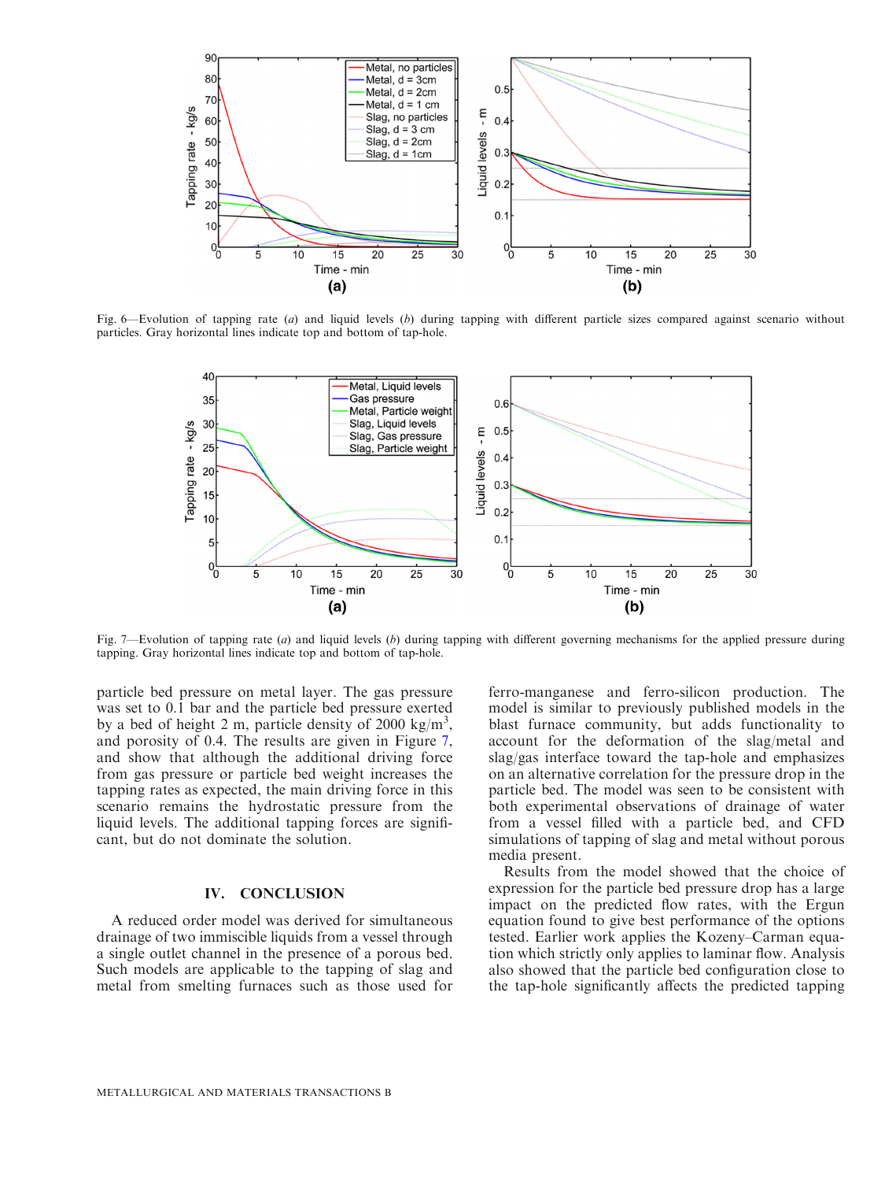Fig. 6—Evolution of tapping rate (*a*) and liquid levels (*b*) during tapping with different particle sizes compared against scenario without particles. Gray horizontal lines indicate top and bottom of tap-hole.

Fig. 7—Evolution of tapping rate (*a*) and liquid levels (*b*) during tapping with different governing mechanisms for the applied pressure during tapping. Gray horizontal lines indicate top and bottom of tap-hole.

particle bed pressure on metal layer. The gas pressure was set to 0.1 bar and the particle bed pressure exerted by a bed of height 2 m, particle density of 2000 kg/m$^3$, and porosity of 0.4. The results are given in Figure 7, and show that although the additional driving force from gas pressure or particle bed weight increases the tapping rates as expected, the main driving force in this scenario remains the hydrostatic pressure from the liquid levels. The additional tapping forces are significant, but do not dominate the solution.

## IV. CONCLUSION

A reduced order model was derived for simultaneous drainage of two immiscible liquids from a vessel through a single outlet channel in the presence of a porous bed. Such models are applicable to the tapping of slag and metal from smelting furnaces such as those used for ferro-manganese and ferro-silicon production. The model is similar to previously published models in the blast furnace community, but adds functionality to account for the deformation of the slag/metal and slag/gas interface toward the tap-hole and emphasizes on an alternative correlation for the pressure drop in the particle bed. The model was seen to be consistent with both experimental observations of drainage of water from a vessel filled with a particle bed, and CFD simulations of tapping of slag and metal without porous media present.

Results from the model showed that the choice of expression for the particle bed pressure drop has a large impact on the predicted flow rates, with the Ergun equation found to give best performance of the options tested. Earlier work applies the Kozeny–Carman equation which strictly only applies to laminar flow. Analysis also showed that the particle bed configuration close to the tap-hole significantly affects the predicted tapping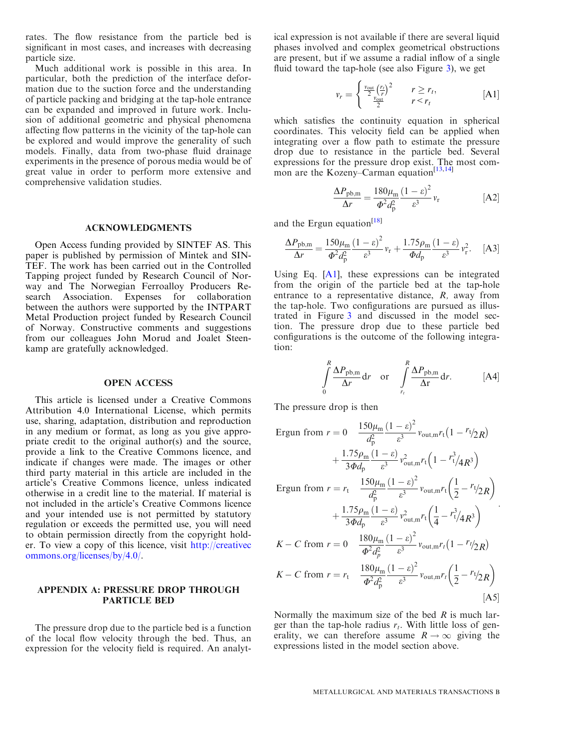rates. The flow resistance from the particle bed is significant in most cases, and increases with decreasing particle size.

Much additional work is possible in this area. In particular, both the prediction of the interface deformation due to the suction force and the understanding of particle packing and bridging at the tap-hole entrance can be expanded and improved in future work. Inclusion of additional geometric and physical phenomena affecting flow patterns in the vicinity of the tap-hole can be explored and would improve the generality of such models. Finally, data from two-phase fluid drainage experiments in the presence of porous media would be of great value in order to perform more extensive and comprehensive validation studies.

## ACKNOWLEDGMENTS

Open Access funding provided by SINTEF AS. This paper is published by permission of Mintek and SINTEF. The work has been carried out in the Controlled Tapping project funded by Research Council of Norway and The Norwegian Ferroalloy Producers Research Association. Expenses for collaboration between the authors were supported by the INTPART Metal Production project funded by Research Council of Norway. Constructive comments and suggestions from our colleagues John Morud and Joalet Steenkamp are gratefully acknowledged.

## OPEN ACCESS

This article is licensed under a Creative Commons Attribution 4.0 International License, which permits use, sharing, adaptation, distribution and reproduction in any medium or format, as long as you give appropriate credit to the original author(s) and the source, provide a link to the Creative Commons licence, and indicate if changes were made. The images or other third party material in this article are included in the article's Creative Commons licence, unless indicated otherwise in a credit line to the material. If material is not included in the article's Creative Commons licence and your intended use is not permitted by statutory regulation or exceeds the permitted use, you will need to obtain permission directly from the copyright holder. To view a copy of this licence, visit http://creativecommons.org/licenses/by/4.0/.

## APPENDIX A: PRESSURE DROP THROUGH PARTICLE BED

The pressure drop due to the particle bed is a function of the local flow velocity through the bed. Thus, an expression for the velocity field is required. An analytical expression is not available if there are several liquid phases involved and complex geometrical obstructions are present, but if we assume a radial inflow of a single fluid toward the tap-hole (see also Figure 3), we get

$$v_r = \begin{cases} \frac{v_{out}}{2}\left(\frac{r_t}{r}\right)^2 & r \geq r_t, \\ \frac{v_{out}}{2} & r < r_t \end{cases} \qquad \text{[A1]}$$

which satisfies the continuity equation in spherical coordinates. This velocity field can be applied when integrating over a flow path to estimate the pressure drop due to resistance in the particle bed. Several expressions for the pressure drop exist. The most common are the Kozeny–Carman equation[13,14]

$$\frac{\Delta P_{pb,m}}{\Delta r} = \frac{180\mu_m}{\Phi^2 d_p^2}\frac{(1-\varepsilon)^2}{\varepsilon^3}v_r \qquad \text{[A2]}$$

and the Ergun equation[18]

$$\frac{\Delta P_{pb,m}}{\Delta r} = \frac{150\mu_m}{\Phi^2 d_p^2}\frac{(1-\varepsilon)^2}{\varepsilon^3}v_r + \frac{1.75\rho_m}{\Phi d_p}\frac{(1-\varepsilon)}{\varepsilon^3}v_r^2. \qquad \text{[A3]}$$

Using Eq. [A1], these expressions can be integrated from the origin of the particle bed at the tap-hole entrance to a representative distance, $R$, away from the tap-hole. Two configurations are pursued as illustrated in Figure 3 and discussed in the model section. The pressure drop due to these particle bed configurations is the outcome of the following integration:

$$\int_0^R \frac{\Delta P_{pb,m}}{\Delta r}dr \quad \text{or} \quad \int_{r_t}^R \frac{\Delta P_{pb,m}}{\Delta r}dr. \qquad \text{[A4]}$$

The pressure drop is then

$$\begin{aligned}
&\text{Ergun from } r=0 \quad \frac{150\mu_m}{d_p^2}\frac{(1-\varepsilon)^2}{\varepsilon^3}v_{out,m}r_t\left(1 - r_t/2R\right) \\
&\qquad + \frac{1.75\rho_m}{3\Phi d_p}\frac{(1-\varepsilon)}{\varepsilon^3}v_{out,m}^2 r_t\left(1 - r_t^3/4R^3\right) \\
&\text{Ergun from } r=r_t \quad \frac{150\mu_m}{d_p^2}\frac{(1-\varepsilon)^2}{\varepsilon^3}v_{out,m}r_t\left(\frac{1}{2} - r_t/2R\right) \\
&\qquad + \frac{1.75\rho_m}{3\Phi d_p}\frac{(1-\varepsilon)}{\varepsilon^3}v_{out,m}^2 r_t\left(\frac{1}{4} - r_t^3/4R^3\right) \\
&K-C \text{ from } r=0 \quad \frac{180\mu_m}{\Phi^2 d_p^2}\frac{(1-\varepsilon)^2}{\varepsilon^3}v_{out,m}r_t\left(1 - r_t/2R\right) \\
&K-C \text{ from } r=r_t \quad \frac{180\mu_m}{\Phi^2 d_p^2}\frac{(1-\varepsilon)^2}{\varepsilon^3}v_{out,m}r_t\left(\frac{1}{2} - r_t/2R\right)
\end{aligned} \qquad \text{[A5]}$$

Normally the maximum size of the bed $R$ is much larger than the tap-hole radius $r_t$. With little loss of generality, we can therefore assume $R \rightarrow \infty$ giving the expressions listed in the model section above.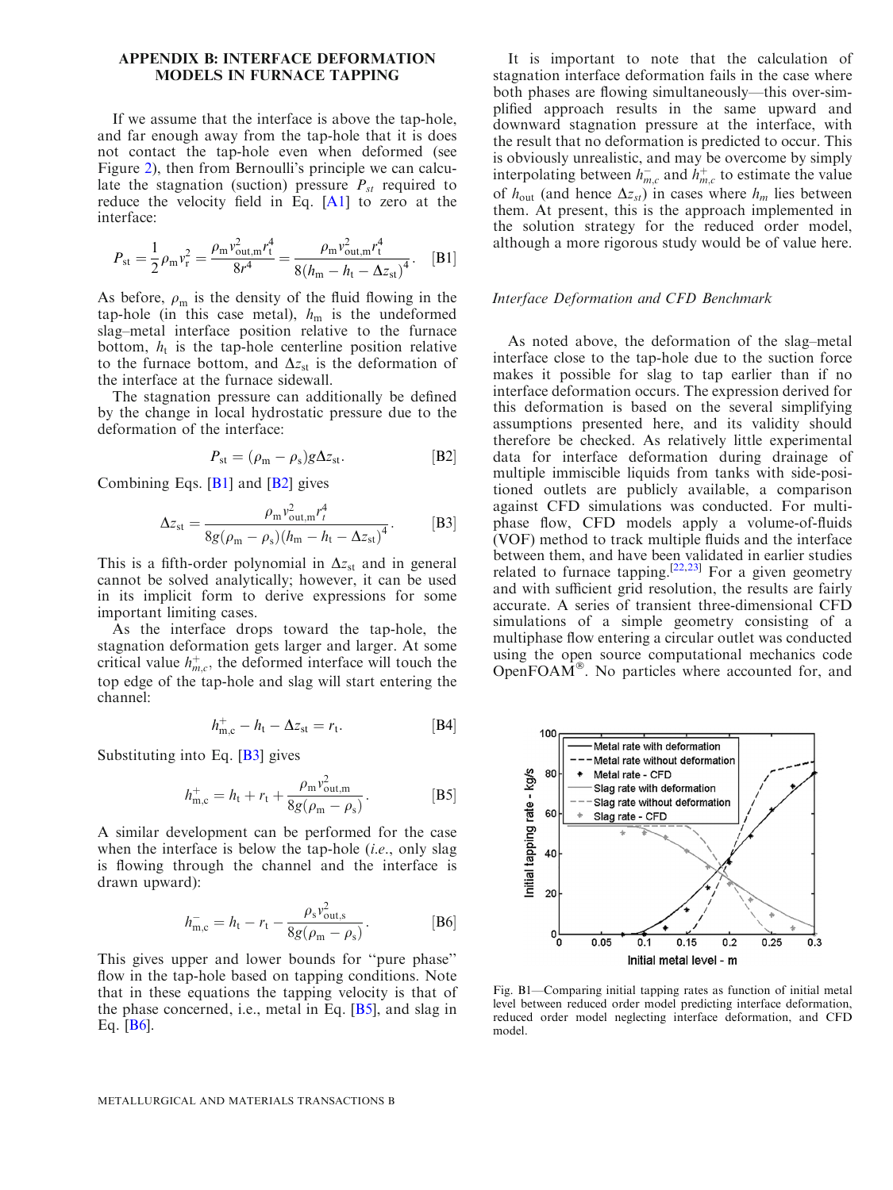## APPENDIX B: INTERFACE DEFORMATION MODELS IN FURNACE TAPPING

If we assume that the interface is above the tap-hole, and far enough away from the tap-hole that it is does not contact the tap-hole even when deformed (see Figure 2), then from Bernoulli's principle we can calculate the stagnation (suction) pressure $P_{st}$ required to reduce the velocity field in Eq. [A1] to zero at the interface:

$$P_{\mathrm{st}} = \frac{1}{2}\rho_{\mathrm{m}} v_{\mathrm{r}}^2 = \frac{\rho_{\mathrm{m}} v_{\mathrm{out,m}}^2 r_{\mathrm{t}}^4}{8r^4} = \frac{\rho_{\mathrm{m}} v_{\mathrm{out,m}}^2 r_{\mathrm{t}}^4}{8(h_{\mathrm{m}} - h_{\mathrm{t}} - \Delta z_{\mathrm{st}})^4}. \quad \text{[B1]}$$

As before, $\rho_{\mathrm{m}}$ is the density of the fluid flowing in the tap-hole (in this case metal), $h_{\mathrm{m}}$ is the undeformed slag–metal interface position relative to the furnace bottom, $h_{\mathrm{t}}$ is the tap-hole centerline position relative to the furnace bottom, and $\Delta z_{\mathrm{st}}$ is the deformation of the interface at the furnace sidewall.

The stagnation pressure can additionally be defined by the change in local hydrostatic pressure due to the deformation of the interface:

$$P_{\mathrm{st}} = (\rho_{\mathrm{m}} - \rho_{\mathrm{s}}) g \Delta z_{\mathrm{st}}. \quad \text{[B2]}$$

Combining Eqs. [B1] and [B2] gives

$$\Delta z_{\mathrm{st}} = \frac{\rho_{\mathrm{m}} v_{\mathrm{out,m}}^2 r_t^4}{8g(\rho_{\mathrm{m}} - \rho_{\mathrm{s}})(h_{\mathrm{m}} - h_{\mathrm{t}} - \Delta z_{\mathrm{st}})^4}. \quad \text{[B3]}$$

This is a fifth-order polynomial in $\Delta z_{\mathrm{st}}$ and in general cannot be solved analytically; however, it can be used in its implicit form to derive expressions for some important limiting cases.

As the interface drops toward the tap-hole, the stagnation deformation gets larger and larger. At some critical value $h_{m,c}^{+}$, the deformed interface will touch the top edge of the tap-hole and slag will start entering the channel:

$$h_{\mathrm{m,c}}^{+} - h_{\mathrm{t}} - \Delta z_{\mathrm{st}} = r_{\mathrm{t}}. \quad \text{[B4]}$$

Substituting into Eq. [B3] gives

$$h_{\mathrm{m,c}}^{+} = h_{\mathrm{t}} + r_{\mathrm{t}} + \frac{\rho_{\mathrm{m}} v_{\mathrm{out,m}}^2}{8g(\rho_{\mathrm{m}} - \rho_{\mathrm{s}})}. \quad \text{[B5]}$$

A similar development can be performed for the case when the interface is below the tap-hole (*i.e.*, only slag is flowing through the channel and the interface is drawn upward):

$$h_{\mathrm{m,c}}^{-} = h_{\mathrm{t}} - r_{\mathrm{t}} - \frac{\rho_{\mathrm{s}} v_{\mathrm{out,s}}^2}{8g(\rho_{\mathrm{m}} - \rho_{\mathrm{s}})}. \quad \text{[B6]}$$

This gives upper and lower bounds for "pure phase" flow in the tap-hole based on tapping conditions. Note that in these equations the tapping velocity is that of the phase concerned, i.e., metal in Eq. [B5], and slag in Eq. [B6].

It is important to note that the calculation of stagnation interface deformation fails in the case where both phases are flowing simultaneously—this over-simplified approach results in the same upward and downward stagnation pressure at the interface, with the result that no deformation is predicted to occur. This is obviously unrealistic, and may be overcome by simply interpolating between $h_{m,c}^{-}$ and $h_{m,c}^{+}$ to estimate the value of $h_{out}$ (and hence $\Delta z_{st}$) in cases where $h_m$ lies between them. At present, this is the approach implemented in the solution strategy for the reduced order model, although a more rigorous study would be of value here.

### *Interface Deformation and CFD Benchmark*

As noted above, the deformation of the slag–metal interface close to the tap-hole due to the suction force makes it possible for slag to tap earlier than if no interface deformation occurs. The expression derived for this deformation is based on the several simplifying assumptions presented here, and its validity should therefore be checked. As relatively little experimental data for interface deformation during drainage of multiple immiscible liquids from tanks with side-positioned outlets are publicly available, a comparison against CFD simulations was conducted. For multiphase flow, CFD models apply a volume-of-fluids (VOF) method to track multiple fluids and the interface between them, and have been validated in earlier studies related to furnace tapping.[22,23] For a given geometry and with sufficient grid resolution, the results are fairly accurate. A series of transient three-dimensional CFD simulations of a simple geometry consisting of a multiphase flow entering a circular outlet was conducted using the open source computational mechanics code OpenFOAM®. No particles where accounted for, and

Fig. B1—Comparing initial tapping rates as function of initial metal level between reduced order model predicting interface deformation, reduced order model neglecting interface deformation, and CFD model.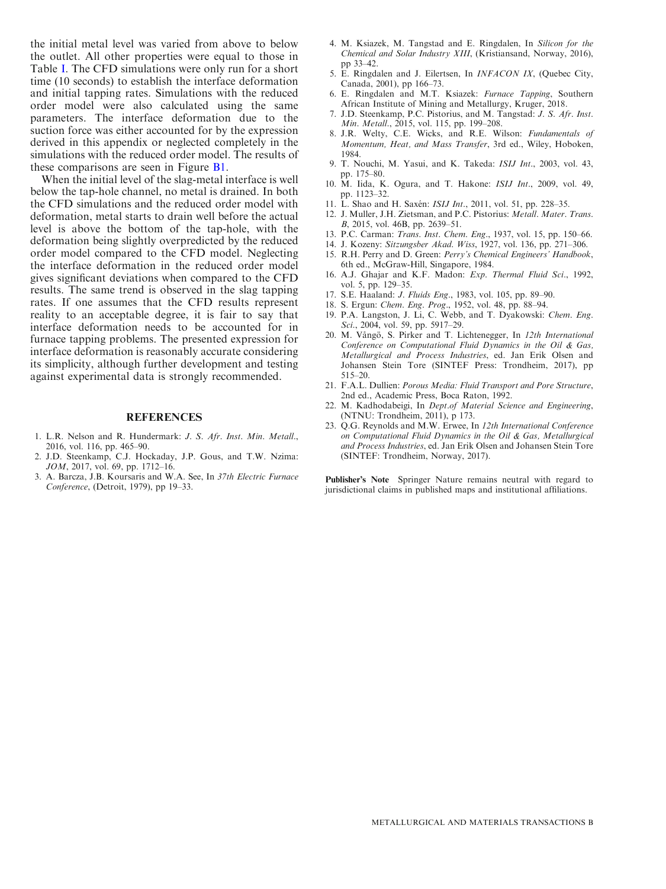the initial metal level was varied from above to below the outlet. All other properties were equal to those in Table I. The CFD simulations were only run for a short time (10 seconds) to establish the interface deformation and initial tapping rates. Simulations with the reduced order model were also calculated using the same parameters. The interface deformation due to the suction force was either accounted for by the expression derived in this appendix or neglected completely in the simulations with the reduced order model. The results of these comparisons are seen in Figure B1.

When the initial level of the slag-metal interface is well below the tap-hole channel, no metal is drained. In both the CFD simulations and the reduced order model with deformation, metal starts to drain well before the actual level is above the bottom of the tap-hole, with the deformation being slightly overpredicted by the reduced order model compared to the CFD model. Neglecting the interface deformation in the reduced order model gives significant deviations when compared to the CFD results. The same trend is observed in the slag tapping rates. If one assumes that the CFD results represent reality to an acceptable degree, it is fair to say that interface deformation needs to be accounted for in furnace tapping problems. The presented expression for interface deformation is reasonably accurate considering its simplicity, although further development and testing against experimental data is strongly recommended.

## REFERENCES

1. L.R. Nelson and R. Hundermark: *J. S. Afr. Inst. Min. Metall.*, 2016, vol. 116, pp. 465–90.
2. J.D. Steenkamp, C.J. Hockaday, J.P. Gous, and T.W. Nzima: *JOM*, 2017, vol. 69, pp. 1712–16.
3. A. Barcza, J.B. Koursaris and W.A. See, In *37th Electric Furnace Conference*, (Detroit, 1979), pp 19–33.
4. M. Ksiazek, M. Tangstad and E. Ringdalen, In *Silicon for the Chemical and Solar Industry XIII*, (Kristiansand, Norway, 2016), pp 33–42.
5. E. Ringdalen and J. Eilertsen, In *INFACON IX*, (Quebec City, Canada, 2001), pp 166–73.
6. E. Ringdalen and M.T. Ksiazek: *Furnace Tapping*, Southern African Institute of Mining and Metallurgy, Kruger, 2018.
7. J.D. Steenkamp, P.C. Pistorius, and M. Tangstad: *J. S. Afr. Inst. Min. Metall.*, 2015, vol. 115, pp. 199–208.
8. J.R. Welty, C.E. Wicks, and R.E. Wilson: *Fundamentals of Momentum, Heat, and Mass Transfer*, 3rd ed., Wiley, Hoboken, 1984.
9. T. Nouchi, M. Yasui, and K. Takeda: *ISIJ Int*., 2003, vol. 43, pp. 175–80.
10. M. Iida, K. Ogura, and T. Hakone: *ISIJ Int*., 2009, vol. 49, pp. 1123–32.
11. L. Shao and H. Saxén: *ISIJ Int*., 2011, vol. 51, pp. 228–35.
12. J. Muller, J.H. Zietsman, and P.C. Pistorius: *Metall. Mater. Trans. B*, 2015, vol. 46B, pp. 2639–51.
13. P.C. Carman: *Trans. Inst. Chem. Eng*., 1937, vol. 15, pp. 150–66.
14. J. Kozeny: *Sitzungsber Akad. Wiss*, 1927, vol. 136, pp. 271–306.
15. R.H. Perry and D. Green: *Perry's Chemical Engineers' Handbook*, 6th ed., McGraw-Hill, Singapore, 1984.
16. A.J. Ghajar and K.F. Madon: *Exp. Thermal Fluid Sci*., 1992, vol. 5, pp. 129–35.
17. S.E. Haaland: *J. Fluids Eng*., 1983, vol. 105, pp. 89–90.
18. S. Ergun: *Chem. Eng. Prog*., 1952, vol. 48, pp. 88–94.
19. P.A. Langston, J. Li, C. Webb, and T. Dyakowski: *Chem. Eng. Sci*., 2004, vol. 59, pp. 5917–29.
20. M. Vångö, S. Pirker and T. Lichtenegger, In *12th International Conference on Computational Fluid Dynamics in the Oil & Gas, Metallurgical and Process Industries*, ed. Jan Erik Olsen and Johansen Stein Tore (SINTEF Press: Trondheim, 2017), pp 515–20.
21. F.A.L. Dullien: *Porous Media: Fluid Transport and Pore Structure*, 2nd ed., Academic Press, Boca Raton, 1992.
22. M. Kadhodabeigi, In *Dept.of Material Science and Engineering*, (NTNU: Trondheim, 2011), p 173.
23. Q.G. Reynolds and M.W. Erwee, In *12th International Conference on Computational Fluid Dynamics in the Oil & Gas, Metallurgical and Process Industries*, ed. Jan Erik Olsen and Johansen Stein Tore (SINTEF: Trondheim, Norway, 2017).

**Publisher's Note** Springer Nature remains neutral with regard to jurisdictional claims in published maps and institutional affiliations.